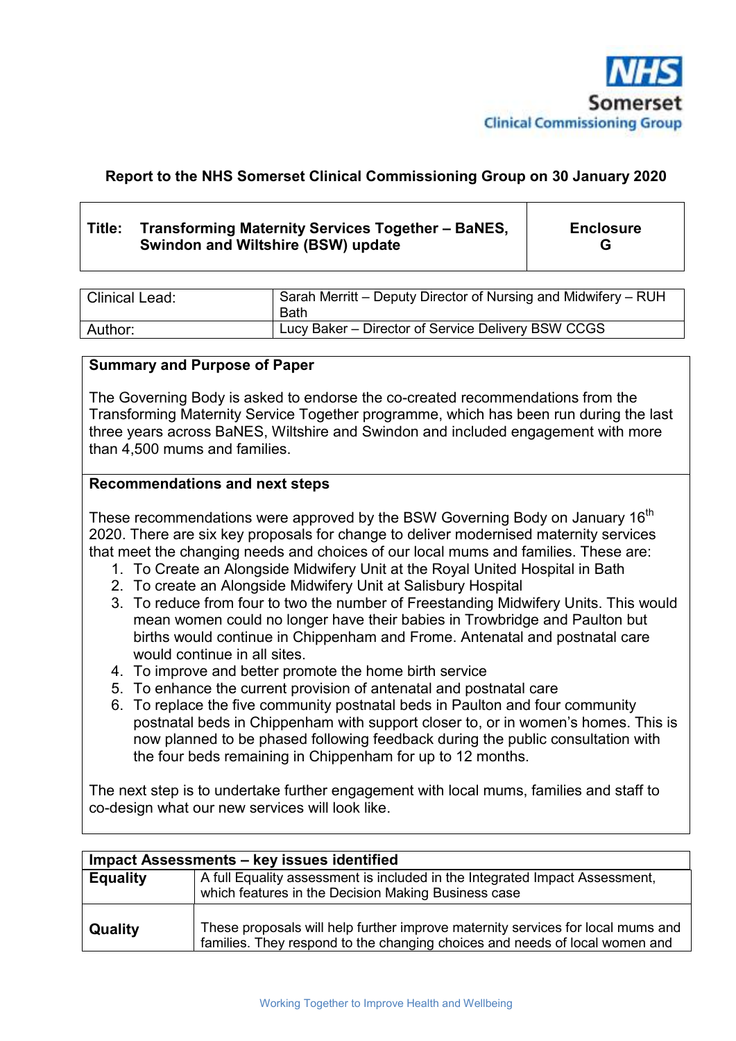NHS Somerset Clinical Commissioning Group

**Report to the NHS Somerset Clinical Commissioning Group on 30 January 2020**

| **Title: Transforming Maternity Services Together – BaNES, Swindon and Wiltshire (BSW) update** | **Enclosure G** |
|---|---|

| | |
|---|---|
| Clinical Lead: | Sarah Merritt – Deputy Director of Nursing and Midwifery – RUH Bath |
| Author: | Lucy Baker – Director of Service Delivery BSW CCGS |

**Summary and Purpose of Paper**

The Governing Body is asked to endorse the co-created recommendations from the Transforming Maternity Service Together programme, which has been run during the last three years across BaNES, Wiltshire and Swindon and included engagement with more than 4,500 mums and families.

**Recommendations and next steps**

These recommendations were approved by the BSW Governing Body on January 16th 2020. There are six key proposals for change to deliver modernised maternity services that meet the changing needs and choices of our local mums and families. These are:

1. To Create an Alongside Midwifery Unit at the Royal United Hospital in Bath
2. To create an Alongside Midwifery Unit at Salisbury Hospital
3. To reduce from four to two the number of Freestanding Midwifery Units. This would mean women could no longer have their babies in Trowbridge and Paulton but births would continue in Chippenham and Frome. Antenatal and postnatal care would continue in all sites.
4. To improve and better promote the home birth service
5. To enhance the current provision of antenatal and postnatal care
6. To replace the five community postnatal beds in Paulton and four community postnatal beds in Chippenham with support closer to, or in women's homes. This is now planned to be phased following feedback during the public consultation with the four beds remaining in Chippenham for up to 12 months.

The next step is to undertake further engagement with local mums, families and staff to co-design what our new services will look like.

| **Impact Assessments – key issues identified** | |
|---|---|
| **Equality** | A full Equality assessment is included in the Integrated Impact Assessment, which features in the Decision Making Business case |
| **Quality** | These proposals will help further improve maternity services for local mums and families. They respond to the changing choices and needs of local women and |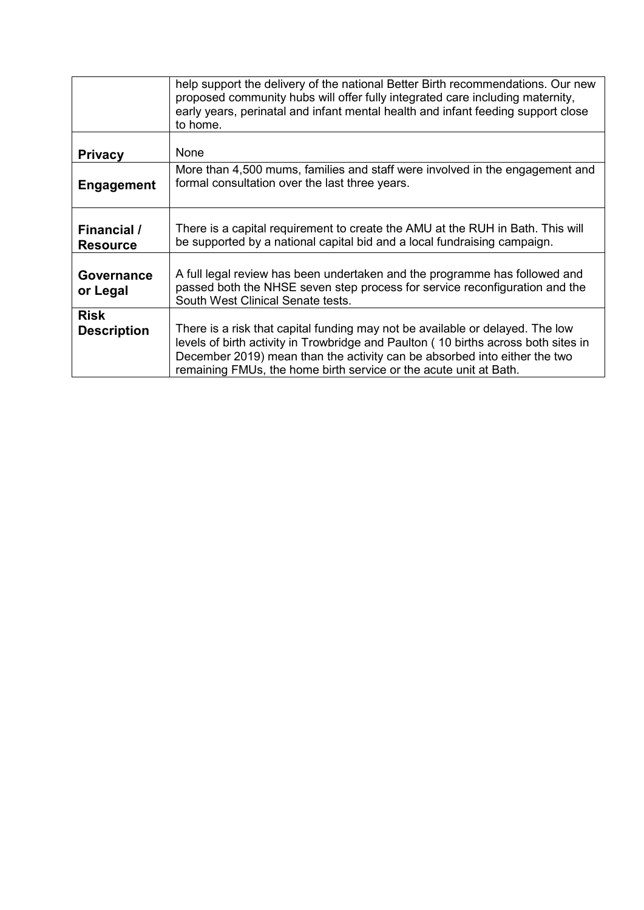| | |
|---|---|
| | help support the delivery of the national Better Birth recommendations. Our new proposed community hubs will offer fully integrated care including maternity, early years, perinatal and infant mental health and infant feeding support close to home. |
| **Privacy** | None |
| **Engagement** | More than 4,500 mums, families and staff were involved in the engagement and formal consultation over the last three years. |
| **Financial / Resource** | There is a capital requirement to create the AMU at the RUH in Bath. This will be supported by a national capital bid and a local fundraising campaign. |
| **Governance or Legal** | A full legal review has been undertaken and the programme has followed and passed both the NHSE seven step process for service reconfiguration and the South West Clinical Senate tests. |
| **Risk Description** | There is a risk that capital funding may not be available or delayed. The low levels of birth activity in Trowbridge and Paulton ( 10 births across both sites in December 2019) mean than the activity can be absorbed into either the two remaining FMUs, the home birth service or the acute unit at Bath. |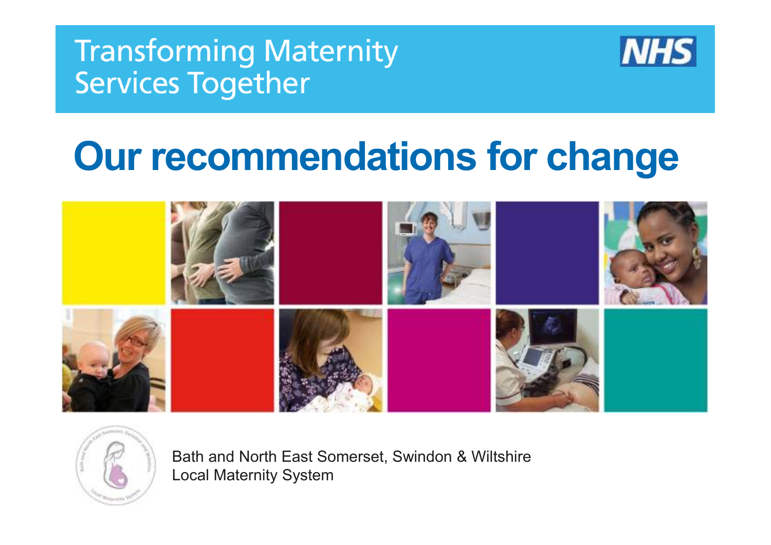Transforming Maternity Services Together

NHS

# Our recommendations for change

Bath and North East Somerset, Swindon & Wiltshire
Local Maternity System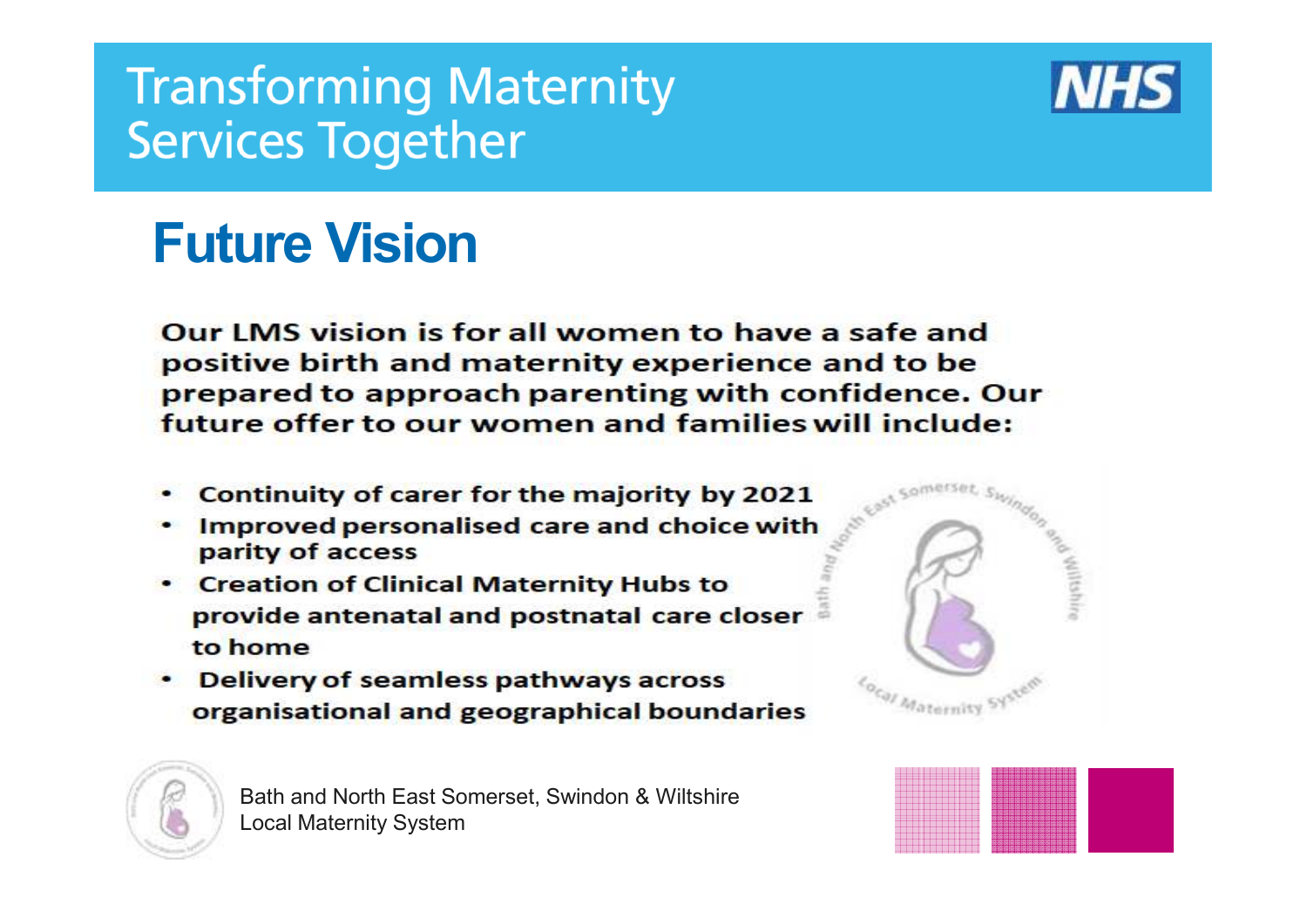# Transforming Maternity Services Together

## Future Vision

**Our LMS vision is for all women to have a safe and positive birth and maternity experience and to be prepared to approach parenting with confidence. Our future offer to our women and families will include:**

- **Continuity of carer for the majority by 2021**
- **Improved personalised care and choice with parity of access**
- **Creation of Clinical Maternity Hubs to provide antenatal and postnatal care closer to home**
- **Delivery of seamless pathways across organisational and geographical boundaries**

Bath and North East Somerset, Swindon & Wiltshire Local Maternity System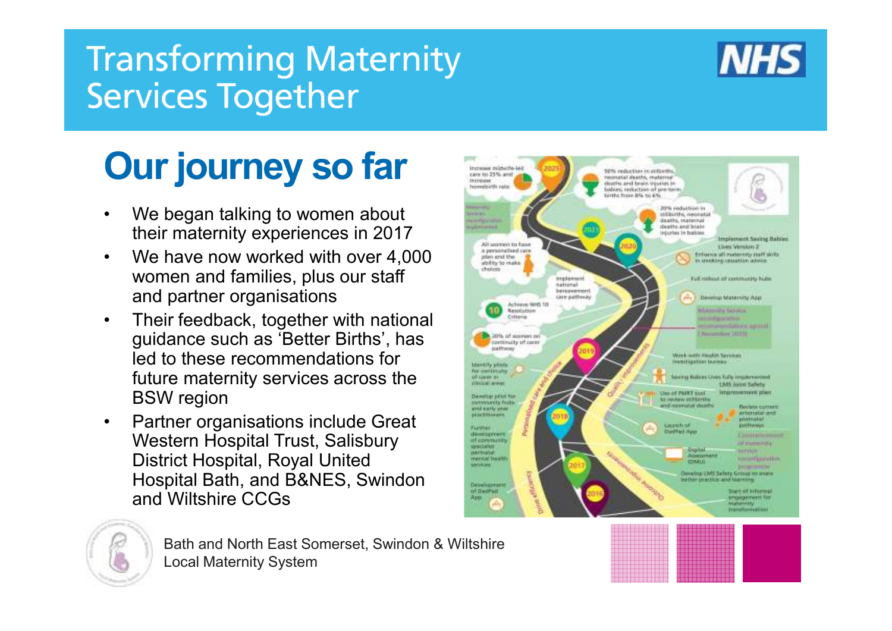# Transforming Maternity Services Together

## Our journey so far

- We began talking to women about their maternity experiences in 2017
- We have now worked with over 4,000 women and families, plus our staff and partner organisations
- Their feedback, together with national guidance such as ‘Better Births’, has led to these recommendations for future maternity services across the BSW region
- Partner organisations include Great Western Hospital Trust, Salisbury District Hospital, Royal United Hospital Bath, and B&NES, Swindon and Wiltshire CCGs

Bath and North East Somerset, Swindon & Wiltshire Local Maternity System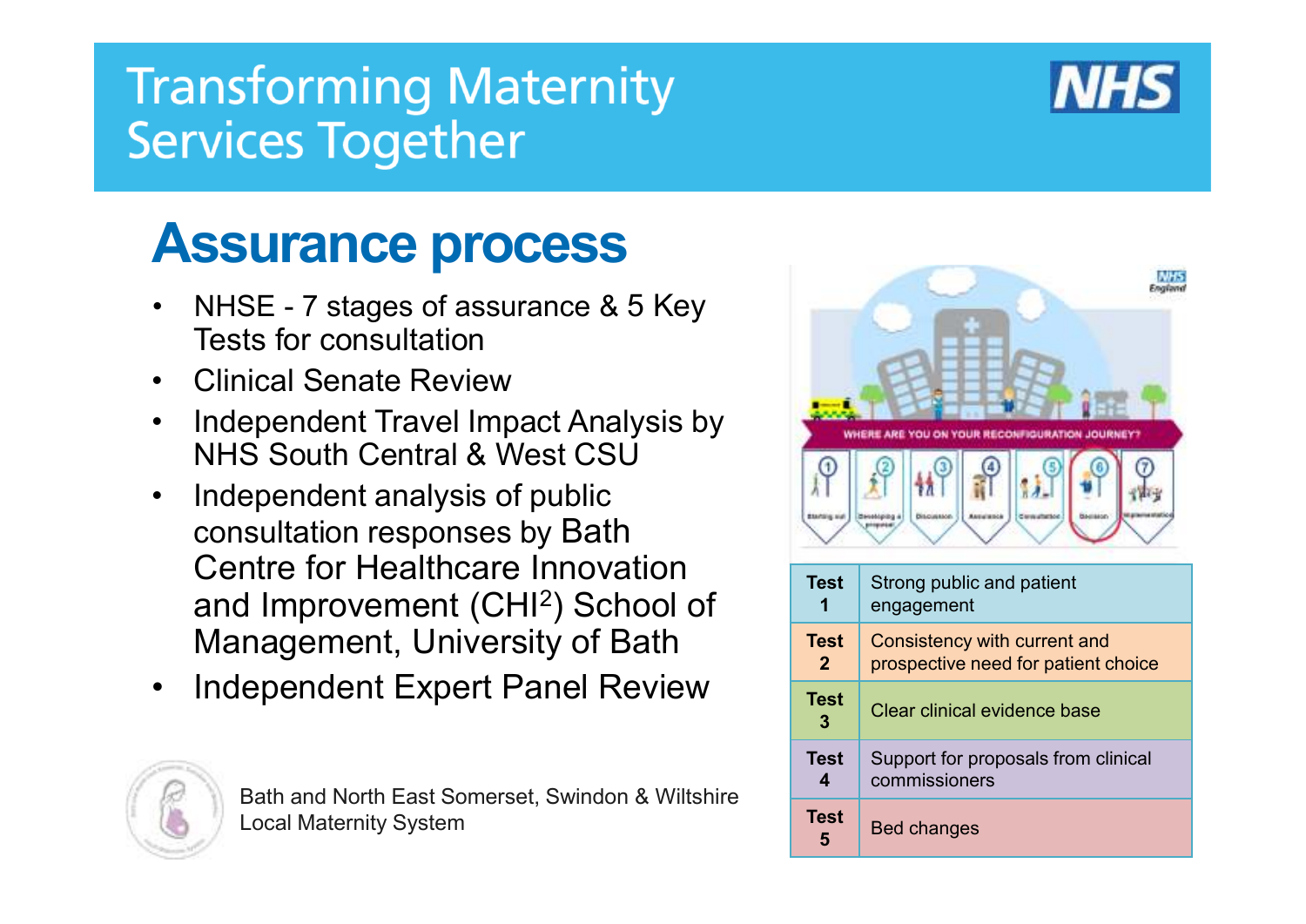# Transforming Maternity Services Together

## Assurance process

- NHSE - 7 stages of assurance & 5 Key Tests for consultation
- Clinical Senate Review
- Independent Travel Impact Analysis by NHS South Central & West CSU
- Independent analysis of public consultation responses by Bath Centre for Healthcare Innovation and Improvement (CHI[2]) School of Management, University of Bath
- Independent Expert Panel Review

| Test | Description |
|---|---|
| Test 1 | Strong public and patient engagement |
| Test 2 | Consistency with current and prospective need for patient choice |
| Test 3 | Clear clinical evidence base |
| Test 4 | Support for proposals from clinical commissioners |
| Test 5 | Bed changes |

Bath and North East Somerset, Swindon & Wiltshire Local Maternity System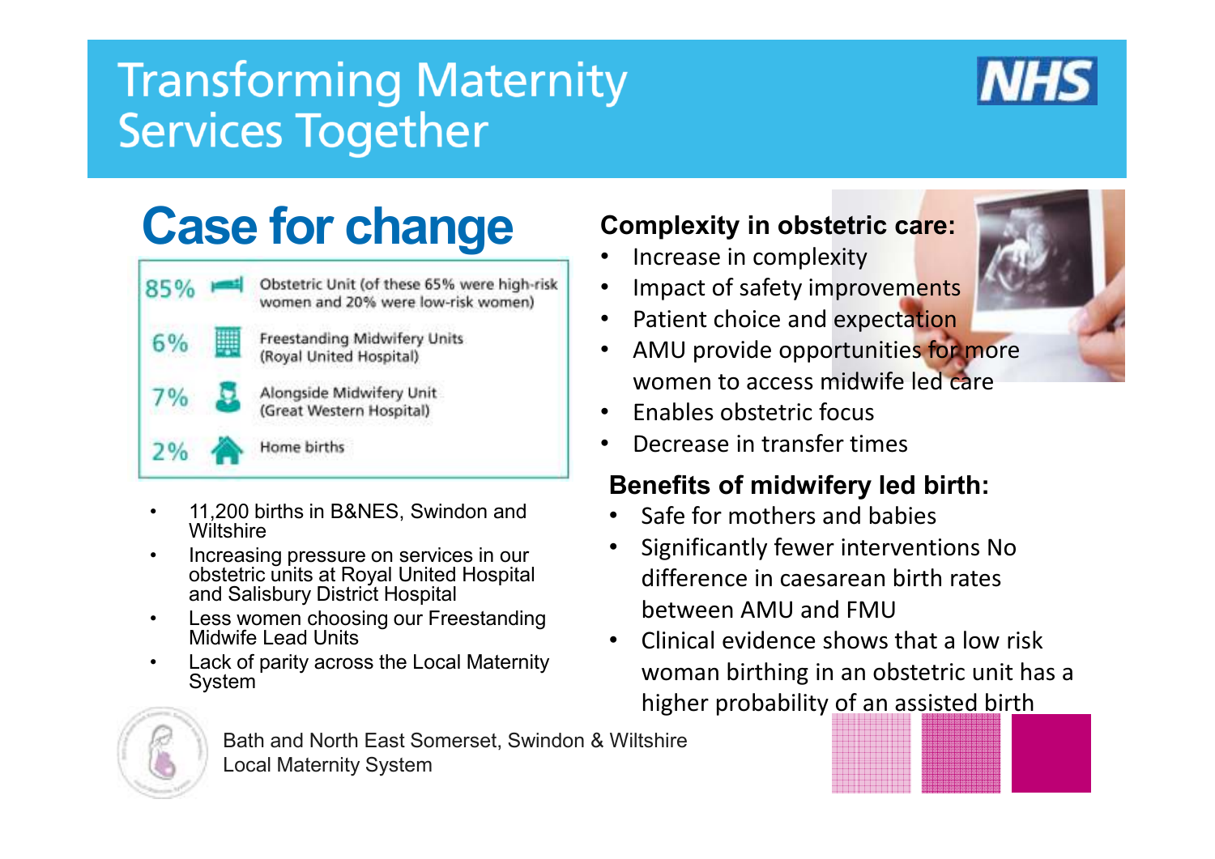# Transforming Maternity Services Together

## Case for change

| | |
|---|---|
| 85% | Obstetric Unit (of these 65% were high-risk women and 20% were low-risk women) |
| 6% | Freestanding Midwifery Units (Royal United Hospital) |
| 7% | Alongside Midwifery Unit (Great Western Hospital) |
| 2% | Home births |

- 11,200 births in B&NES, Swindon and Wiltshire
- Increasing pressure on services in our obstetric units at Royal United Hospital and Salisbury District Hospital
- Less women choosing our Freestanding Midwife Lead Units
- Lack of parity across the Local Maternity System

### Complexity in obstetric care:

- Increase in complexity
- Impact of safety improvements
- Patient choice and expectation
- AMU provide opportunities for more women to access midwife led care
- Enables obstetric focus
- Decrease in transfer times

### Benefits of midwifery led birth:

- Safe for mothers and babies
- Significantly fewer interventions No difference in caesarean birth rates between AMU and FMU
- Clinical evidence shows that a low risk woman birthing in an obstetric unit has a higher probability of an assisted birth

Bath and North East Somerset, Swindon & Wiltshire Local Maternity System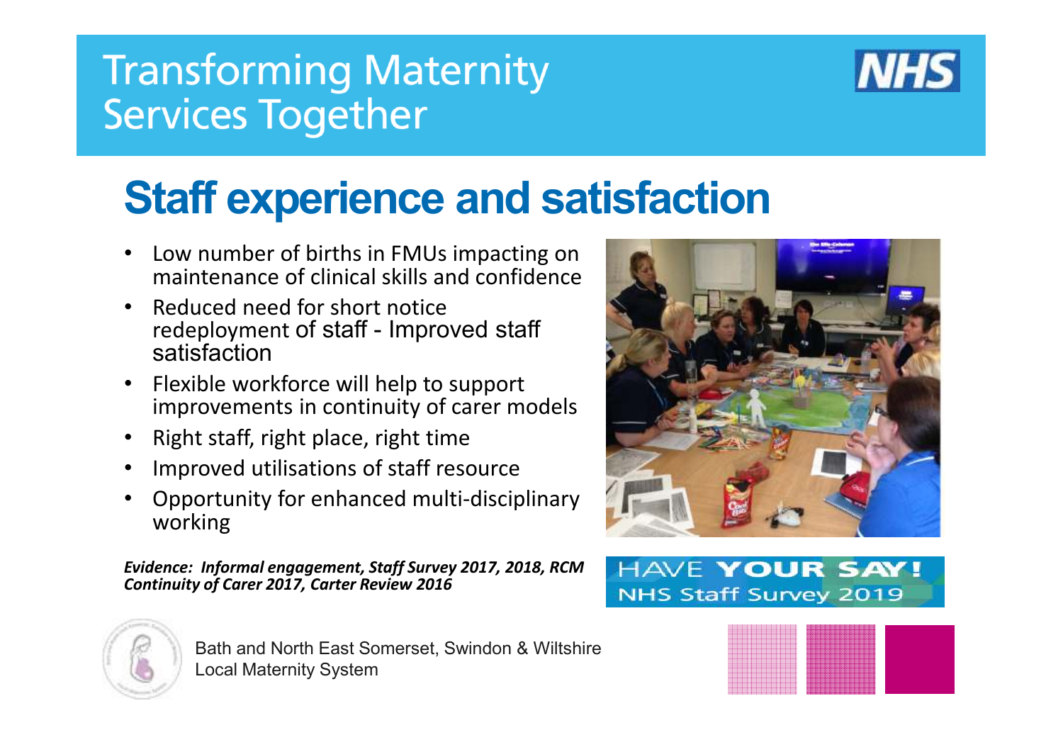# Transforming Maternity Services Together

## Staff experience and satisfaction

- Low number of births in FMUs impacting on maintenance of clinical skills and confidence
- Reduced need for short notice redeployment of staff - Improved staff satisfaction
- Flexible workforce will help to support improvements in continuity of carer models
- Right staff, right place, right time
- Improved utilisations of staff resource
- Opportunity for enhanced multi-disciplinary working

***Evidence: Informal engagement, Staff Survey 2017, 2018, RCM Continuity of Carer 2017, Carter Review 2016***

HAVE YOUR SAY! NHS Staff Survey 2019

Bath and North East Somerset, Swindon & Wiltshire Local Maternity System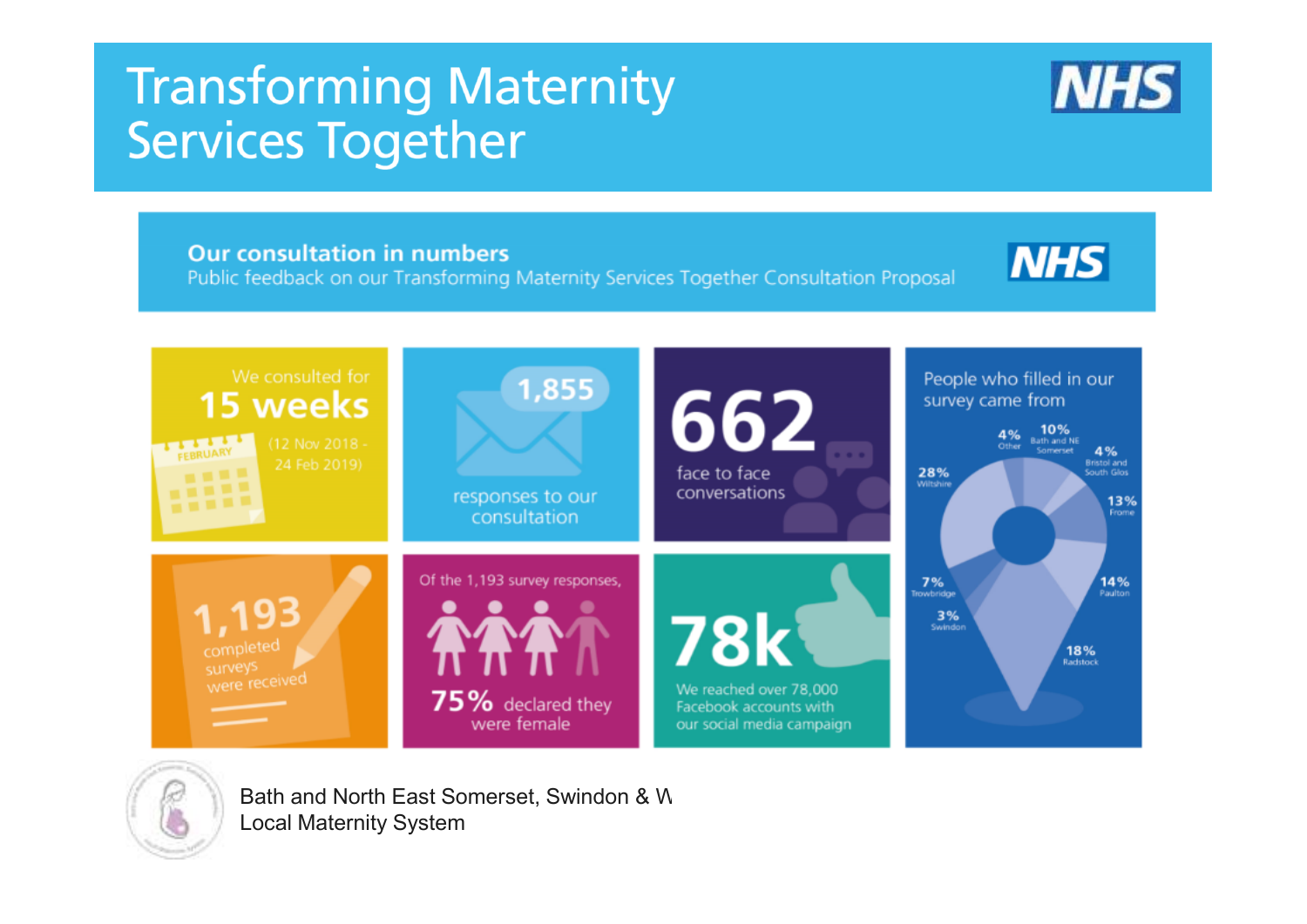# Transforming Maternity Services Together

## Our consultation in numbers

Public feedback on our Transforming Maternity Services Together Consultation Proposal

We consulted for **15 weeks** (12 Nov 2018 - 24 Feb 2019)

**1,855** responses to our consultation

**662** face to face conversations

People who filled in our survey came from

- 4% Other
- 10% Bath and NE Somerset
- 4% Bristol and South Glos
- 13% Frome
- 14% Paulton
- 18% Radstock
- 3% Swindon
- 7% Trowbridge
- 28% Wiltshire

**1,193** completed surveys were received

Of the 1,193 survey responses, **75%** declared they were female

**78k** We reached over 78,000 Facebook accounts with our social media campaign

Bath and North East Somerset, Swindon & W
Local Maternity System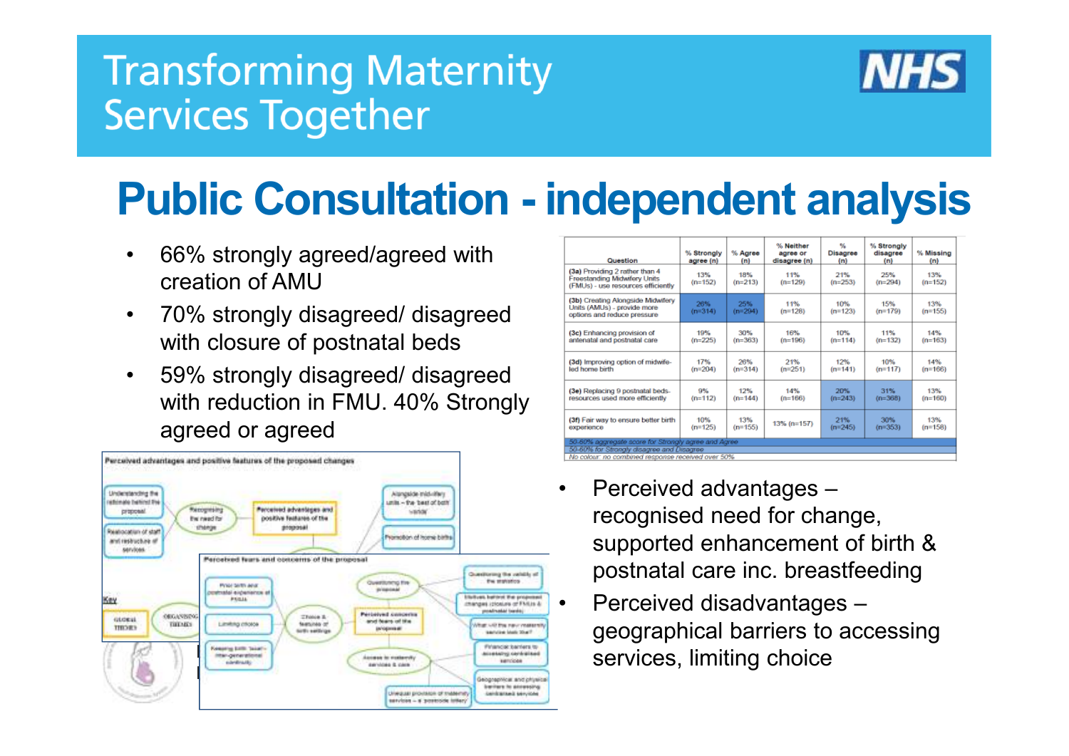# Transforming Maternity Services Together

## Public Consultation - independent analysis

- 66% strongly agreed/agreed with creation of AMU
- 70% strongly disagreed/ disagreed with closure of postnatal beds
- 59% strongly disagreed/ disagreed with reduction in FMU. 40% Strongly agreed or agreed

| Question | % Strongly agree (n) | % Agree (n) | % Neither agree or disagree (n) | % Disagree (n) | % Strongly disagree (n) | % Missing (n) |
|---|---|---|---|---|---|---|
| (3a) Providing 2 rather than 4 Freestanding Midwifery Units (FMUs) - use resources efficiently | 13% (n=152) | 18% (n=213) | 11% (n=129) | 21% (n=253) | 25% (n=294) | 13% (n=152) |
| (3b) Creating Alongside Midwifery Units (AMUs) - provide more options and reduce pressure | 26% (n=314) | 25% (n=294) | 11% (n=128) | 10% (n=123) | 15% (n=179) | 13% (n=155) |
| (3c) Enhancing provision of antenatal and postnatal care | 19% (n=225) | 30% (n=363) | 16% (n=196) | 10% (n=114) | 11% (n=132) | 14% (n=163) |
| (3d) Improving option of midwife-led home birth | 17% (n=204) | 26% (n=314) | 21% (n=251) | 12% (n=141) | 10% (n=117) | 14% (n=166) |
| (3e) Replacing 9 postnatal beds-resources used more efficiently | 9% (n=112) | 12% (n=144) | 14% (n=166) | 20% (n=243) | 31% (n=368) | 13% (n=160) |
| (3f) Fair way to ensure better birth experience | 10% (n=125) | 13% (n=155) | 13% (n=157) | 21% (n=245) | 30% (n=353) | 13% (n=158) |

50-60% aggregate score for Strongly agree and Agree
50-60% for Strongly disagree and Disagree
No colour: no combined response received over 50%

- Perceived advantages – recognised need for change, supported enhancement of birth & postnatal care inc. breastfeeding
- Perceived disadvantages – geographical barriers to accessing services, limiting choice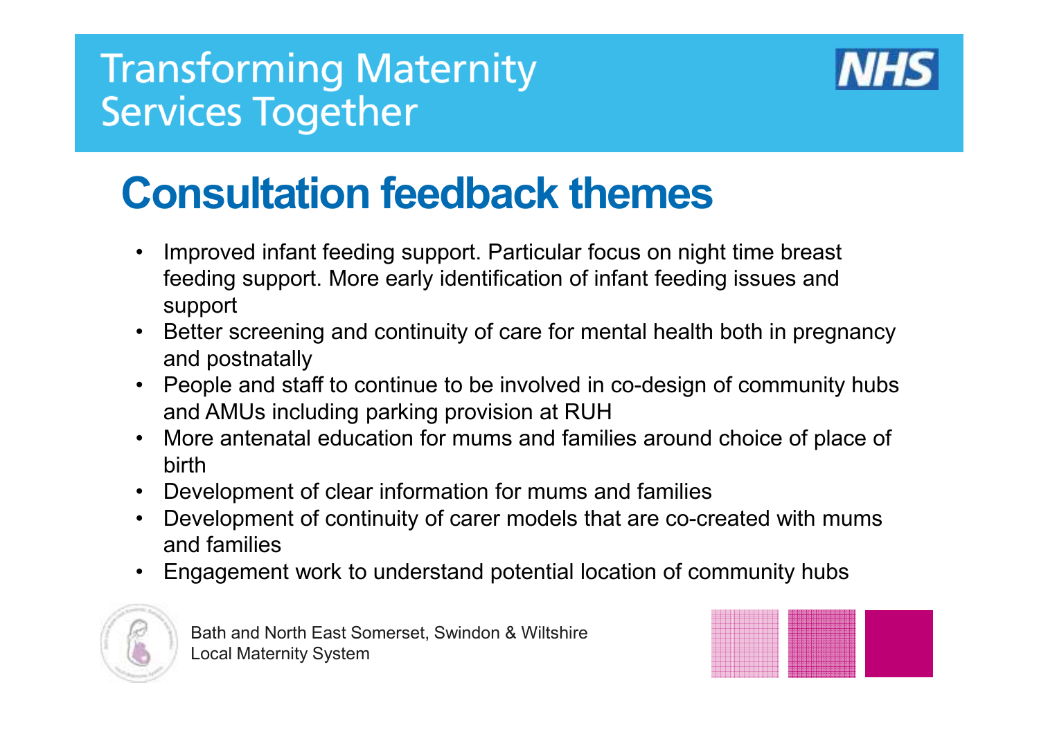# Transforming Maternity Services Together

## Consultation feedback themes

- Improved infant feeding support. Particular focus on night time breast feeding support. More early identification of infant feeding issues and support
- Better screening and continuity of care for mental health both in pregnancy and postnatally
- People and staff to continue to be involved in co-design of community hubs and AMUs including parking provision at RUH
- More antenatal education for mums and families around choice of place of birth
- Development of clear information for mums and families
- Development of continuity of carer models that are co-created with mums and families
- Engagement work to understand potential location of community hubs

Bath and North East Somerset, Swindon & Wiltshire
Local Maternity System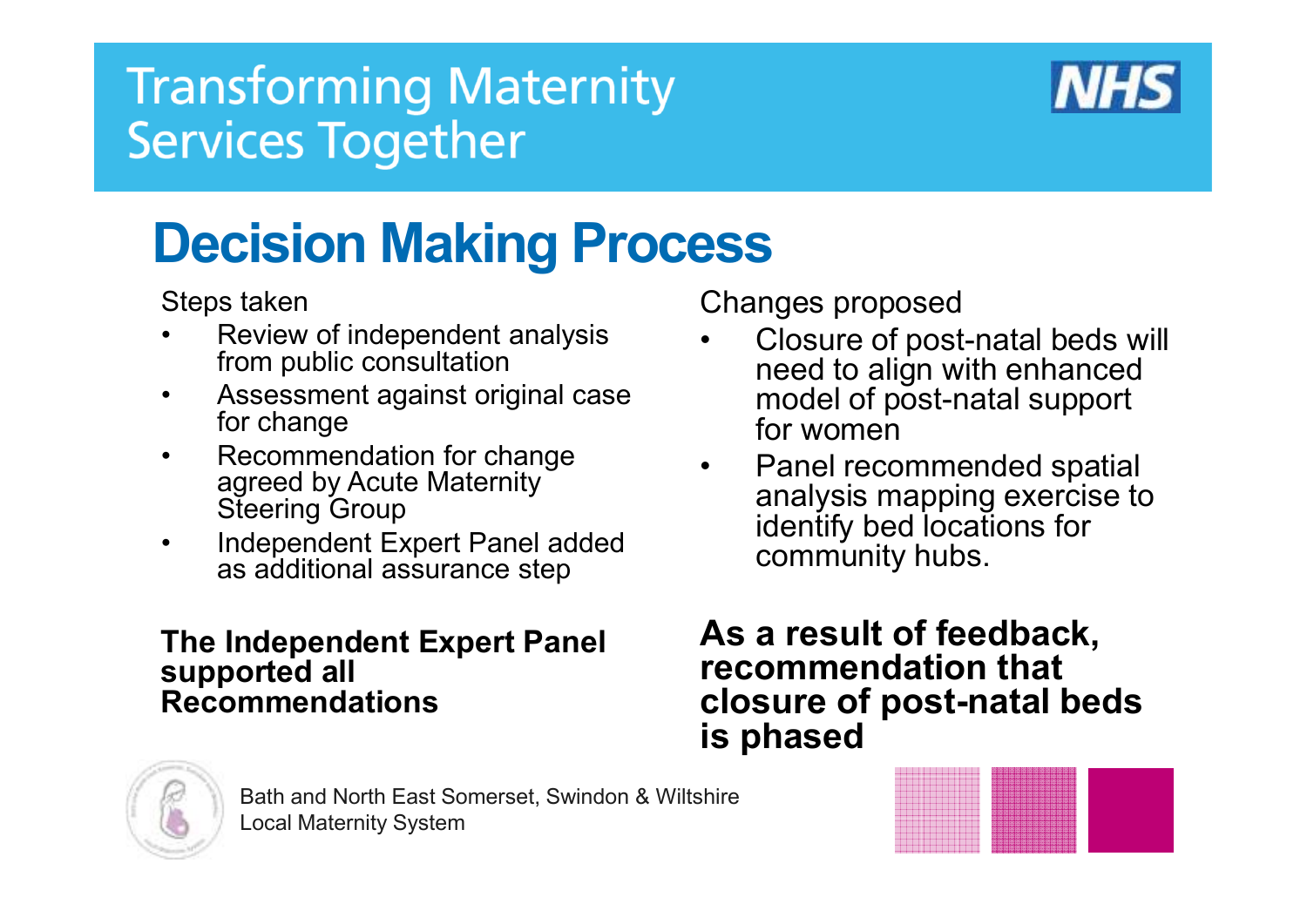Transforming Maternity Services Together

# Decision Making Process

Steps taken

- Review of independent analysis from public consultation
- Assessment against original case for change
- Recommendation for change agreed by Acute Maternity Steering Group
- Independent Expert Panel added as additional assurance step

**The Independent Expert Panel supported all Recommendations**

Changes proposed

- Closure of post-natal beds will need to align with enhanced model of post-natal support for women
- Panel recommended spatial analysis mapping exercise to identify bed locations for community hubs.

**As a result of feedback, recommendation that closure of post-natal beds is phased**

Bath and North East Somerset, Swindon & Wiltshire Local Maternity System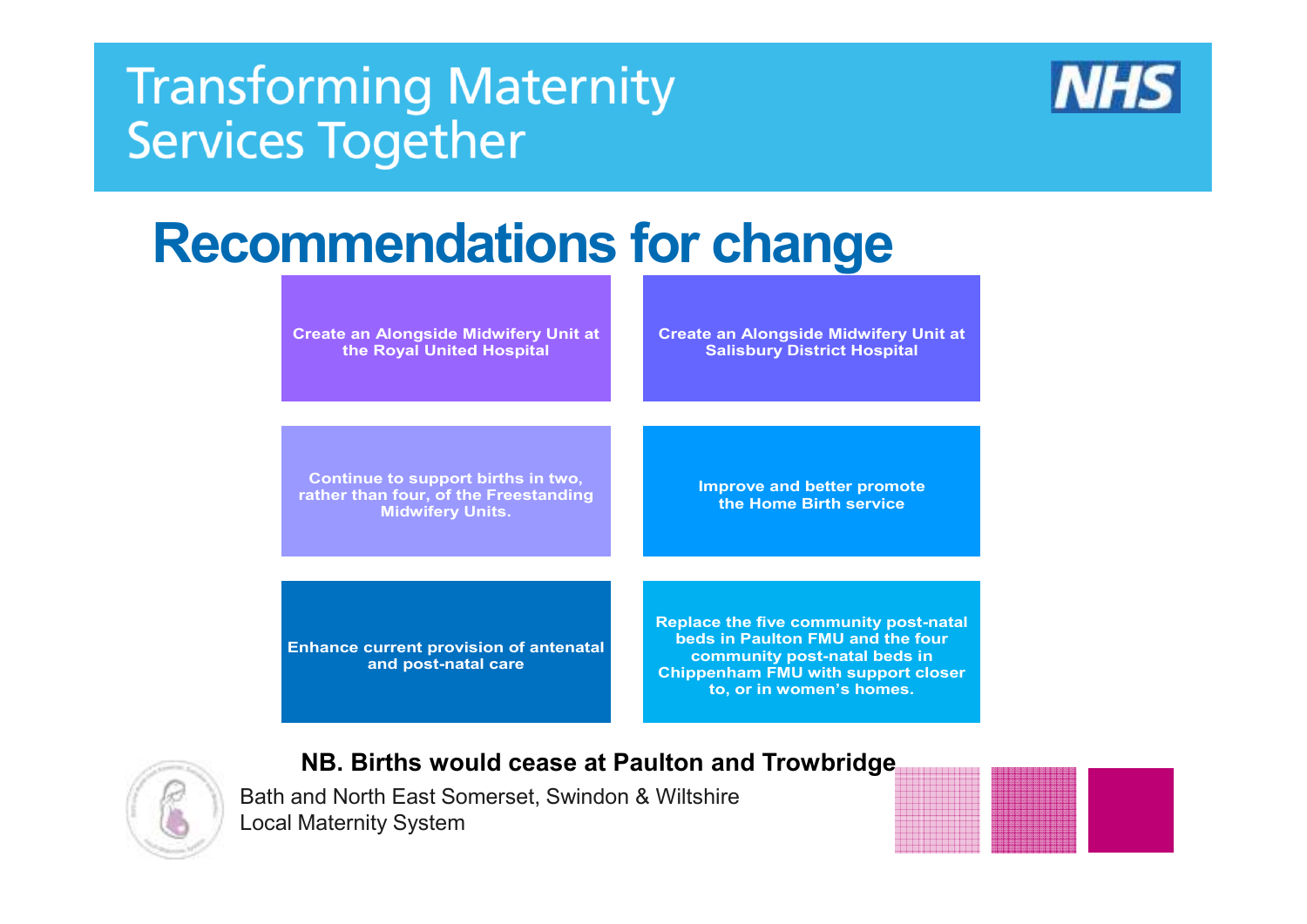# Transforming Maternity Services Together

## Recommendations for change

- Create an Alongside Midwifery Unit at the Royal United Hospital
- Create an Alongside Midwifery Unit at Salisbury District Hospital
- Continue to support births in two, rather than four, of the Freestanding Midwifery Units.
- Improve and better promote the Home Birth service
- Enhance current provision of antenatal and post-natal care
- Replace the five community post-natal beds in Paulton FMU and the four community post-natal beds in Chippenham FMU with support closer to, or in women's homes.

**NB. Births would cease at Paulton and Trowbridge**

Bath and North East Somerset, Swindon & Wiltshire Local Maternity System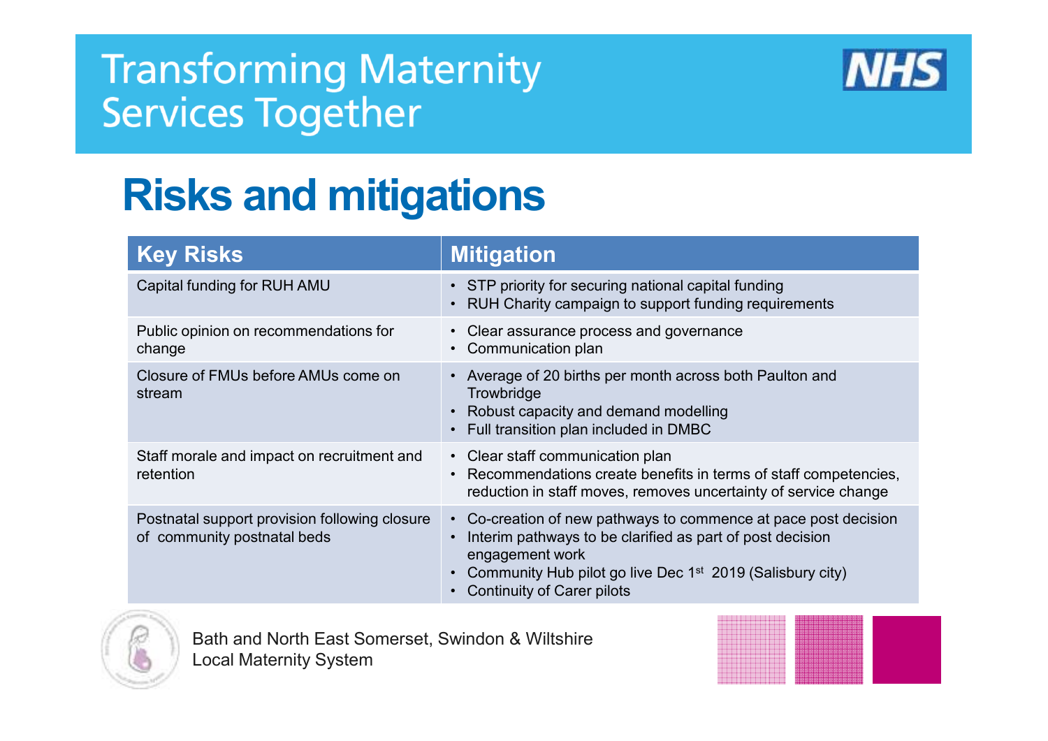# Transforming Maternity Services Together

## Risks and mitigations

| Key Risks | Mitigation |
| --- | --- |
| Capital funding for RUH AMU | • STP priority for securing national capital funding<br>• RUH Charity campaign to support funding requirements |
| Public opinion on recommendations for change | • Clear assurance process and governance<br>• Communication plan |
| Closure of FMUs before AMUs come on stream | • Average of 20 births per month across both Paulton and Trowbridge<br>• Robust capacity and demand modelling<br>• Full transition plan included in DMBC |
| Staff morale and impact on recruitment and retention | • Clear staff communication plan<br>• Recommendations create benefits in terms of staff competencies, reduction in staff moves, removes uncertainty of service change |
| Postnatal support provision following closure of community postnatal beds | • Co-creation of new pathways to commence at pace post decision<br>• Interim pathways to be clarified as part of post decision engagement work<br>• Community Hub pilot go live Dec 1st 2019 (Salisbury city)<br>• Continuity of Carer pilots |

Bath and North East Somerset, Swindon & Wiltshire Local Maternity System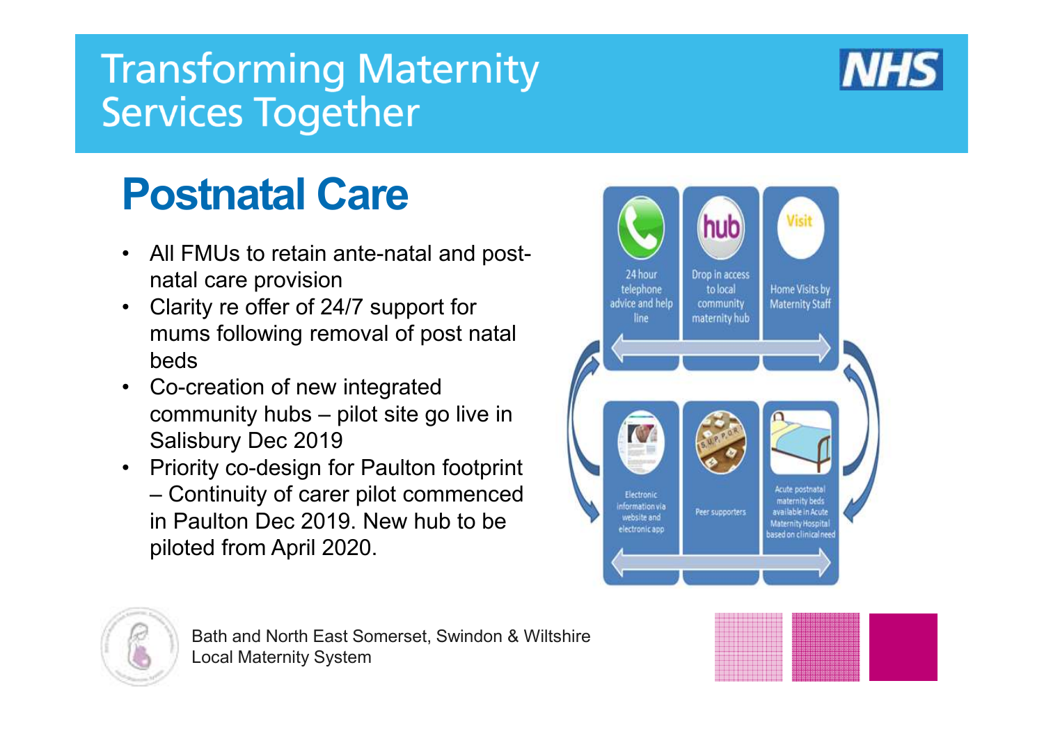# Transforming Maternity Services Together

## Postnatal Care

- All FMUs to retain ante-natal and post-natal care provision
- Clarity re offer of 24/7 support for mums following removal of post natal beds
- Co-creation of new integrated community hubs – pilot site go live in Salisbury Dec 2019
- Priority co-design for Paulton footprint – Continuity of carer pilot commenced in Paulton Dec 2019. New hub to be piloted from April 2020.

24 hour telephone advice and help line

Drop in access to local community maternity hub

Home Visits by Maternity Staff

Electronic information via website and electronic app

Peer supporters

Acute postnatal maternity beds available in Acute Maternity Hospital based on clinical need

Bath and North East Somerset, Swindon & Wiltshire Local Maternity System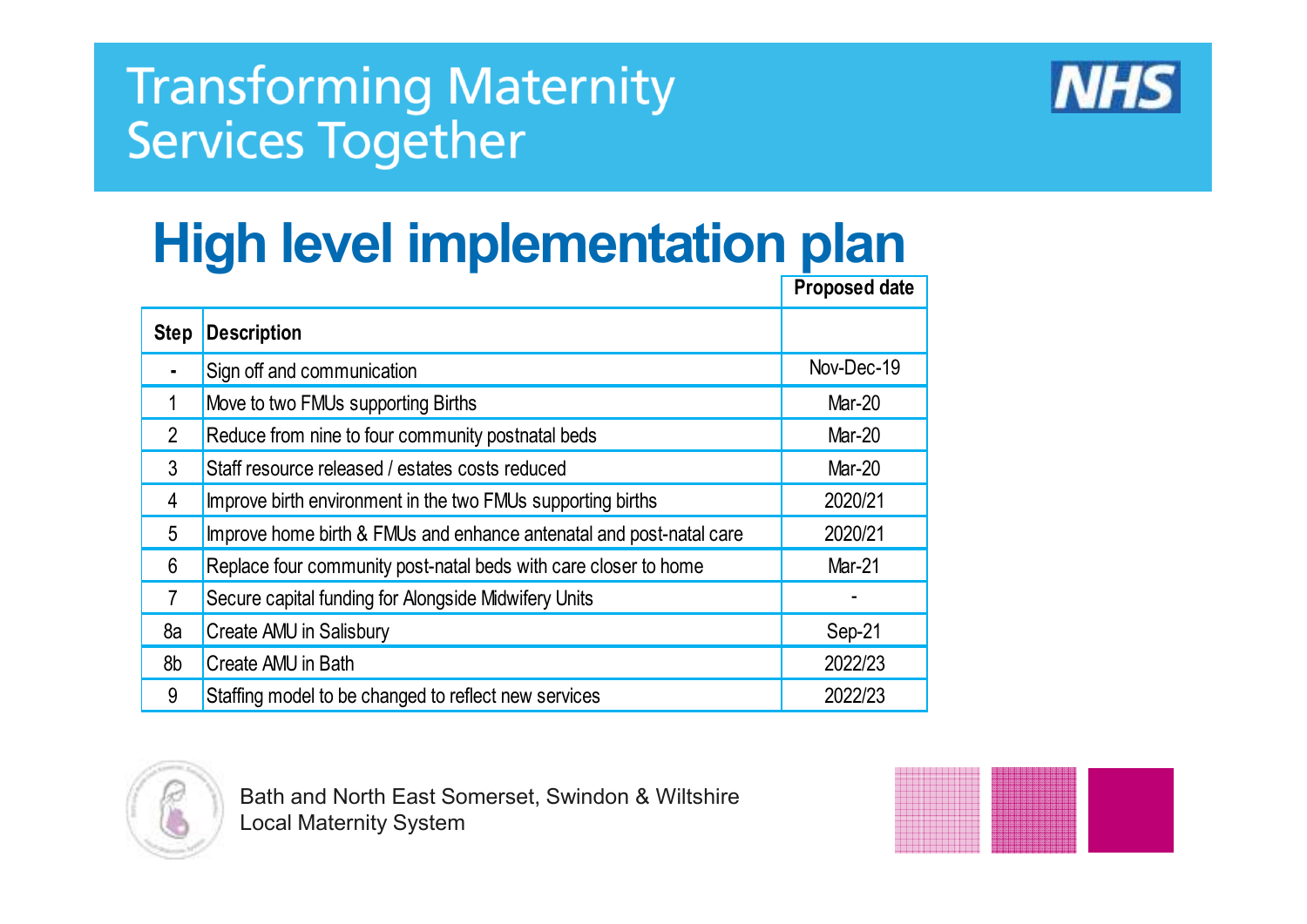# Transforming Maternity Services Together

## High level implementation plan

| Step | Description | Proposed date |
|---|---|---|
| - | Sign off and communication | Nov-Dec-19 |
| 1 | Move to two FMUs supporting Births | Mar-20 |
| 2 | Reduce from nine to four community postnatal beds | Mar-20 |
| 3 | Staff resource released / estates costs reduced | Mar-20 |
| 4 | Improve birth environment in the two FMUs supporting births | 2020/21 |
| 5 | Improve home birth & FMUs and enhance antenatal and post-natal care | 2020/21 |
| 6 | Replace four community post-natal beds with care closer to home | Mar-21 |
| 7 | Secure capital funding for Alongside Midwifery Units | - |
| 8a | Create AMU in Salisbury | Sep-21 |
| 8b | Create AMU in Bath | 2022/23 |
| 9 | Staffing model to be changed to reflect new services | 2022/23 |

Bath and North East Somerset, Swindon & Wiltshire
Local Maternity System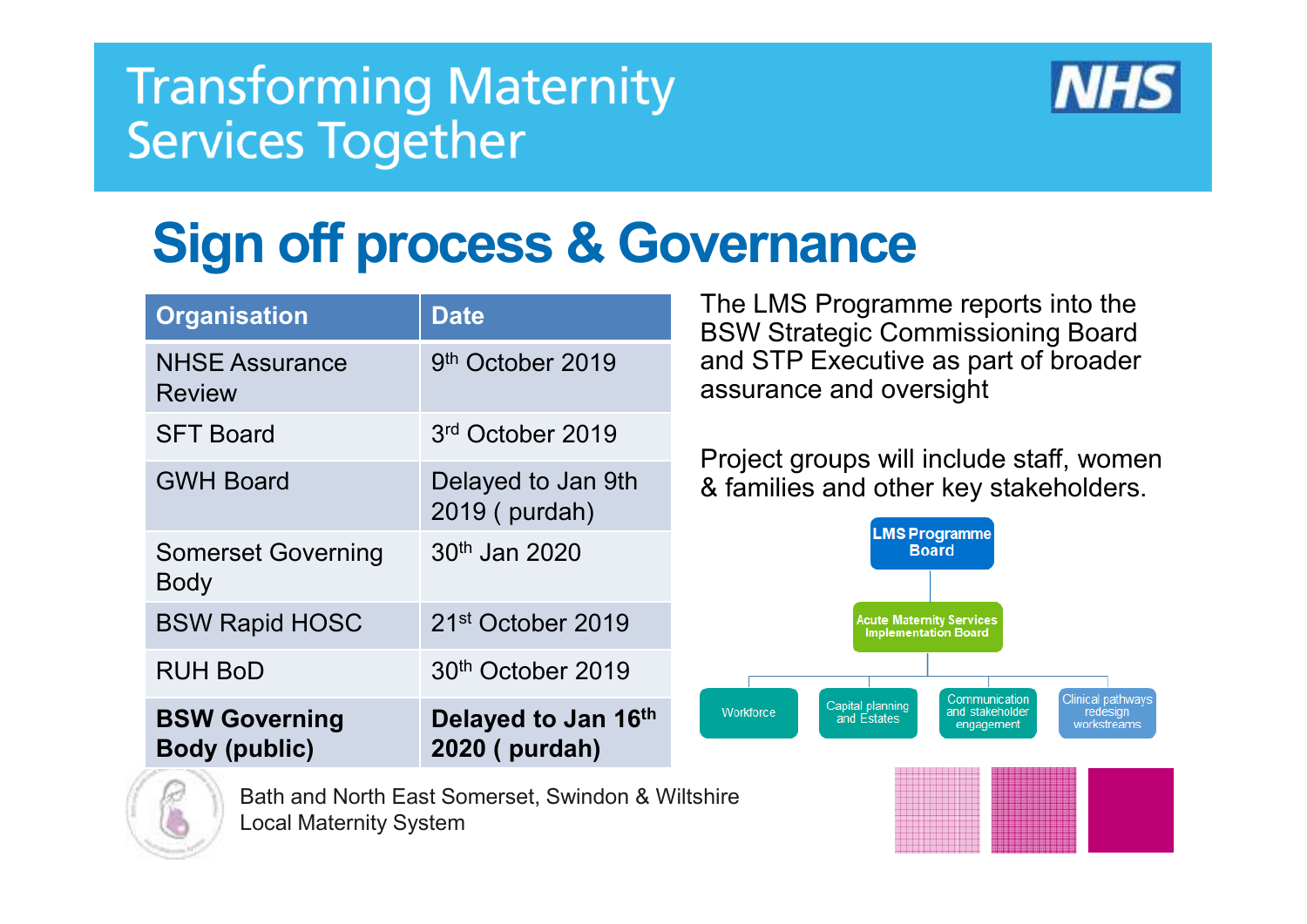# Transforming Maternity Services Together

## Sign off process & Governance

| Organisation | Date |
|---|---|
| NHSE Assurance Review | 9th October 2019 |
| SFT Board | 3rd October 2019 |
| GWH Board | Delayed to Jan 9th 2019 ( purdah) |
| Somerset Governing Body | 30th Jan 2020 |
| BSW Rapid HOSC | 21st October 2019 |
| RUH BoD | 30th October 2019 |
| **BSW Governing Body (public)** | **Delayed to Jan 16th 2020 ( purdah)** |

The LMS Programme reports into the BSW Strategic Commissioning Board and STP Executive as part of broader assurance and oversight

Project groups will include staff, women & families and other key stakeholders.

- LMS Programme Board
  - Acute Maternity Services Implementation Board
    - Workforce
    - Capital planning and Estates
    - Communication and stakeholder engagement
    - Clinical pathways redesign workstreams

Bath and North East Somerset, Swindon & Wiltshire Local Maternity System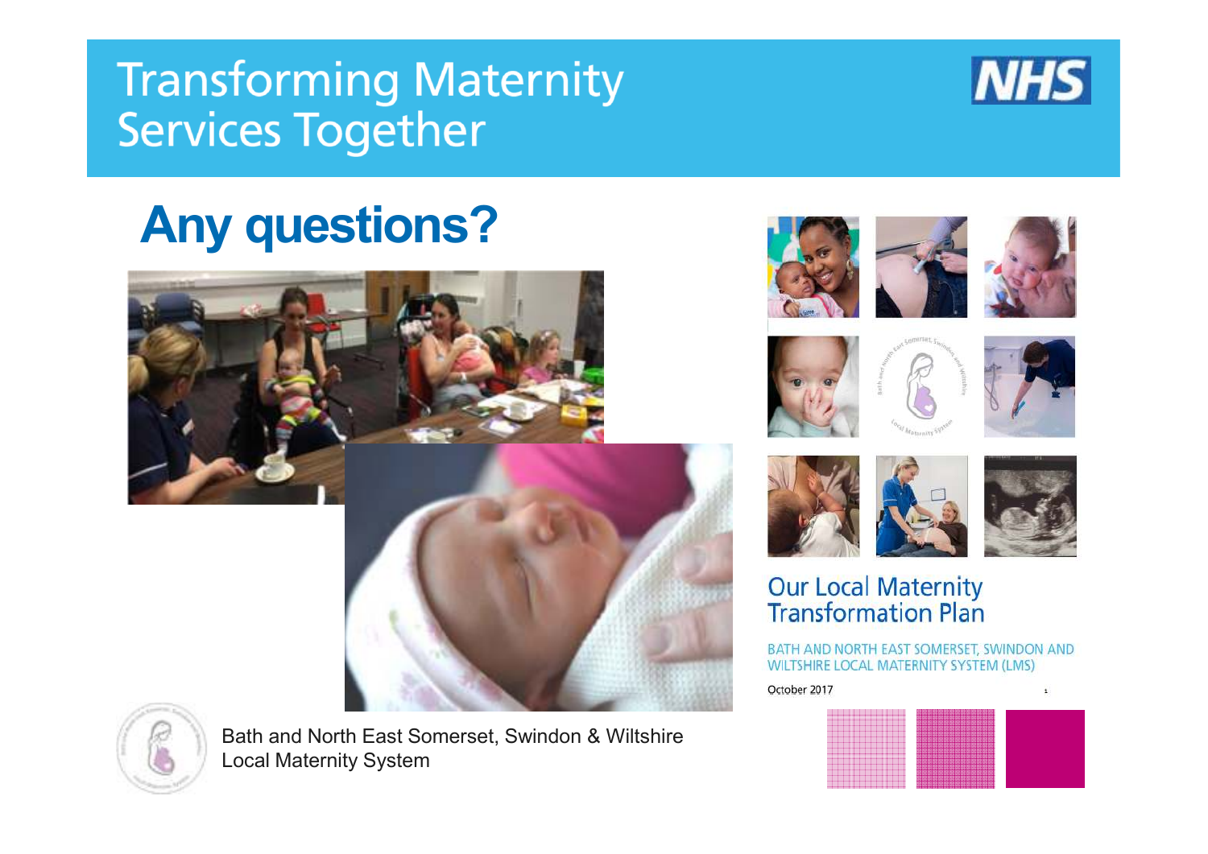# Transforming Maternity Services Together

## Any questions?

Our Local Maternity Transformation Plan

BATH AND NORTH EAST SOMERSET, SWINDON AND WILTSHIRE LOCAL MATERNITY SYSTEM (LMS)

October 2017

Bath and North East Somerset, Swindon & Wiltshire Local Maternity System